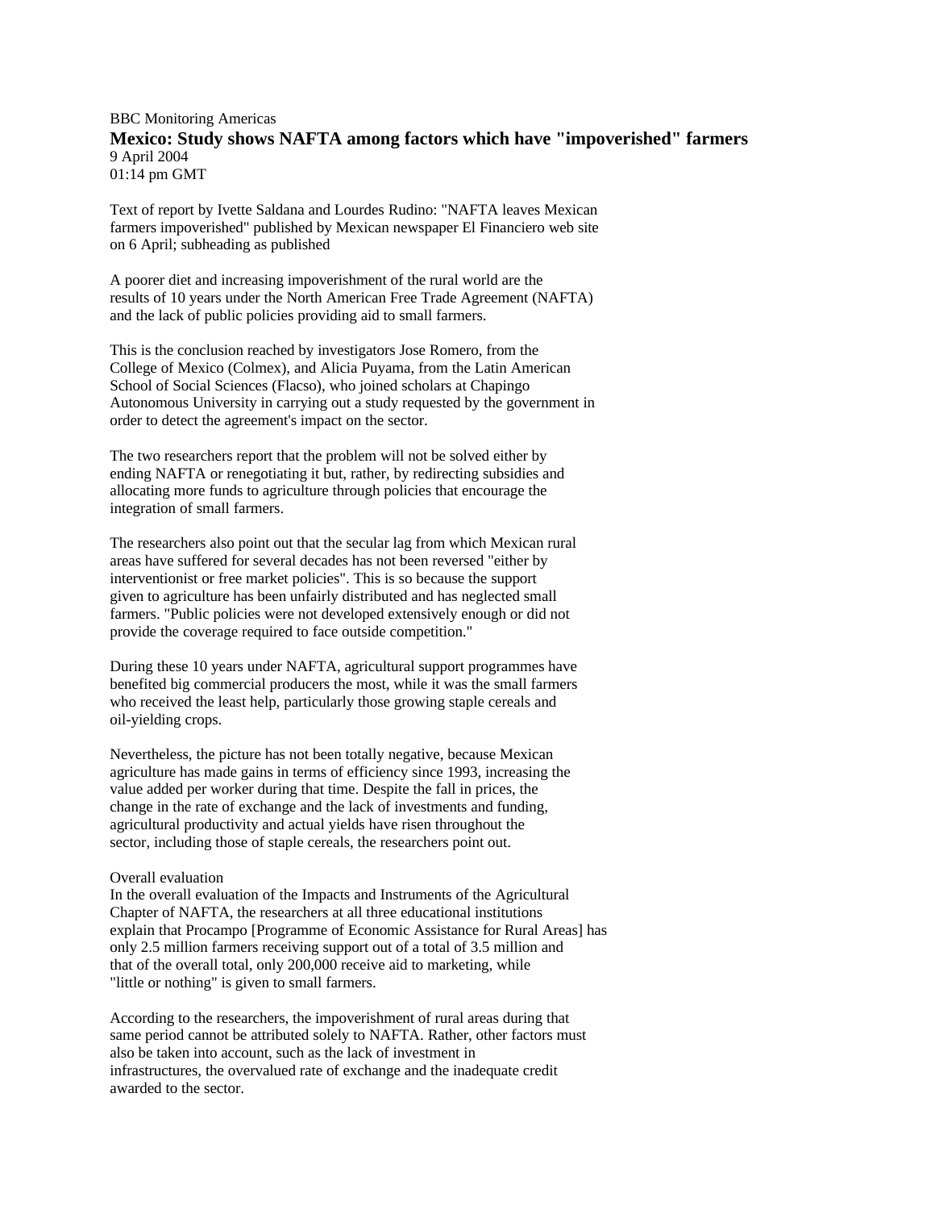BBC Monitoring Americas

# Mexico: Study shows NAFTA among factors which have "impoverished" farmers

9 April 2004
01:14 pm GMT

Text of report by Ivette Saldana and Lourdes Rudino: "NAFTA leaves Mexican farmers impoverished" published by Mexican newspaper El Financiero web site on 6 April; subheading as published

A poorer diet and increasing impoverishment of the rural world are the results of 10 years under the North American Free Trade Agreement (NAFTA) and the lack of public policies providing aid to small farmers.

This is the conclusion reached by investigators Jose Romero, from the College of Mexico (Colmex), and Alicia Puyama, from the Latin American School of Social Sciences (Flacso), who joined scholars at Chapingo Autonomous University in carrying out a study requested by the government in order to detect the agreement's impact on the sector.

The two researchers report that the problem will not be solved either by ending NAFTA or renegotiating it but, rather, by redirecting subsidies and allocating more funds to agriculture through policies that encourage the integration of small farmers.

The researchers also point out that the secular lag from which Mexican rural areas have suffered for several decades has not been reversed "either by interventionist or free market policies". This is so because the support given to agriculture has been unfairly distributed and has neglected small farmers. "Public policies were not developed extensively enough or did not provide the coverage required to face outside competition."

During these 10 years under NAFTA, agricultural support programmes have benefited big commercial producers the most, while it was the small farmers who received the least help, particularly those growing staple cereals and oil-yielding crops.

Nevertheless, the picture has not been totally negative, because Mexican agriculture has made gains in terms of efficiency since 1993, increasing the value added per worker during that time. Despite the fall in prices, the change in the rate of exchange and the lack of investments and funding, agricultural productivity and actual yields have risen throughout the sector, including those of staple cereals, the researchers point out.

## Overall evaluation

In the overall evaluation of the Impacts and Instruments of the Agricultural Chapter of NAFTA, the researchers at all three educational institutions explain that Procampo [Programme of Economic Assistance for Rural Areas] has only 2.5 million farmers receiving support out of a total of 3.5 million and that of the overall total, only 200,000 receive aid to marketing, while "little or nothing" is given to small farmers.

According to the researchers, the impoverishment of rural areas during that same period cannot be attributed solely to NAFTA. Rather, other factors must also be taken into account, such as the lack of investment in infrastructures, the overvalued rate of exchange and the inadequate credit awarded to the sector.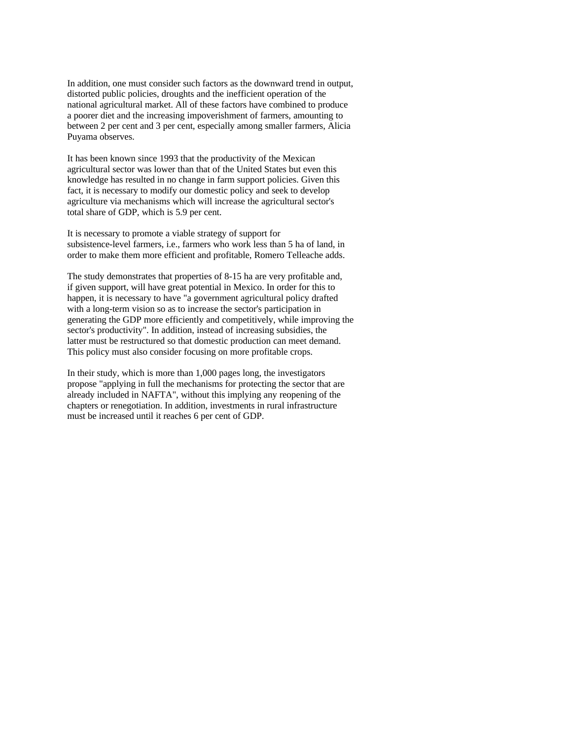In addition, one must consider such factors as the downward trend in output, distorted public policies, droughts and the inefficient operation of the national agricultural market. All of these factors have combined to produce a poorer diet and the increasing impoverishment of farmers, amounting to between 2 per cent and 3 per cent, especially among smaller farmers, Alicia Puyama observes.

It has been known since 1993 that the productivity of the Mexican agricultural sector was lower than that of the United States but even this knowledge has resulted in no change in farm support policies. Given this fact, it is necessary to modify our domestic policy and seek to develop agriculture via mechanisms which will increase the agricultural sector's total share of GDP, which is 5.9 per cent.

It is necessary to promote a viable strategy of support for subsistence-level farmers, i.e., farmers who work less than 5 ha of land, in order to make them more efficient and profitable, Romero Telleache adds.

The study demonstrates that properties of 8-15 ha are very profitable and, if given support, will have great potential in Mexico. In order for this to happen, it is necessary to have "a government agricultural policy drafted with a long-term vision so as to increase the sector's participation in generating the GDP more efficiently and competitively, while improving the sector's productivity". In addition, instead of increasing subsidies, the latter must be restructured so that domestic production can meet demand. This policy must also consider focusing on more profitable crops.

In their study, which is more than 1,000 pages long, the investigators propose "applying in full the mechanisms for protecting the sector that are already included in NAFTA", without this implying any reopening of the chapters or renegotiation. In addition, investments in rural infrastructure must be increased until it reaches 6 per cent of GDP.